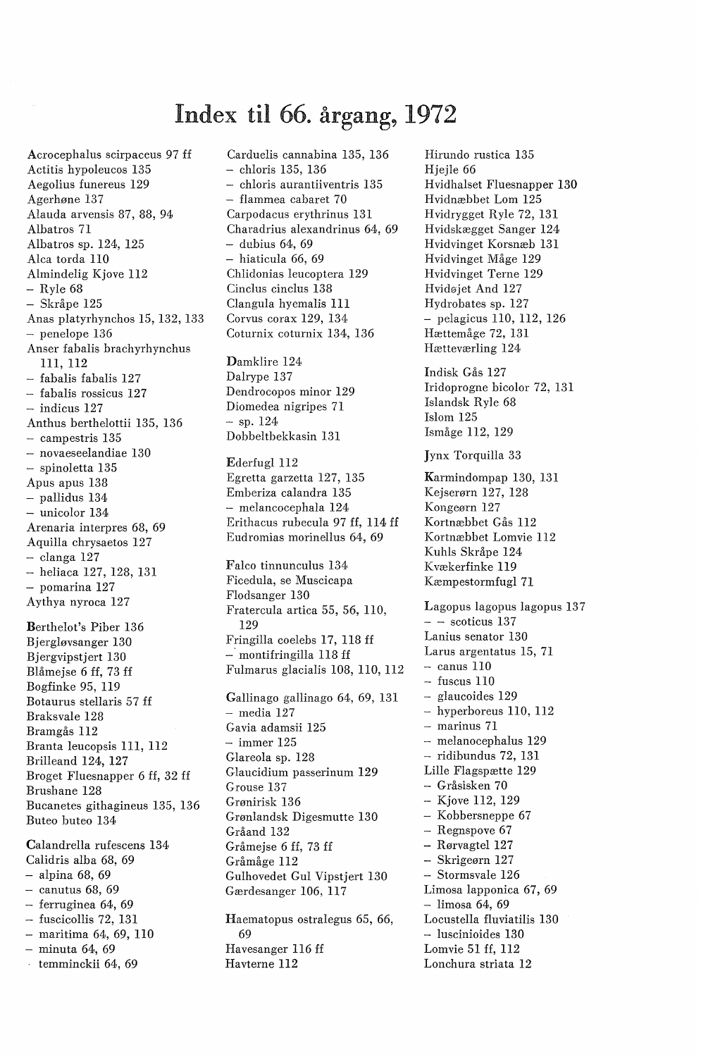# Index til 66. årgang, 1972

Acrocephalus scirpaceus 97 ff
Actitis hypoleucos 135
Aegolius funereus 129
Agerhøne 137
Alauda arvensis 87, 88, 94
Albatros 71
Albatros sp. 124, 125
Alca torda 110
Almindelig Kjove 112
– Ryle 68
– Skråpe 125
Anas platyrhynchos 15, 132, 133
– penelope 136
Anser fabalis brachyrhynchus 111, 112
– fabalis fabalis 127
– fabalis rossicus 127
– indicus 127
Anthus berthelottii 135, 136
– campestris 135
– novaeseelandiae 130
– spinoletta 135
Apus apus 138
– pallidus 134
– unicolor 134
Arenaria interpres 68, 69
Aquilla chrysaetos 127
– clanga 127
– heliaca 127, 128, 131
– pomarina 127
Aythya nyroca 127

Berthelot's Piber 136
Bjergløvsanger 130
Bjergvipstjert 130
Blåmejse 6 ff, 73 ff
Bogfinke 95, 119
Botaurus stellaris 57 ff
Braksvale 128
Bramgås 112
Branta leucopsis 111, 112
Brilleand 124, 127
Broget Fluesnapper 6 ff, 32 ff
Brushane 128
Bucanetes githagineus 135, 136
Buteo buteo 134

Calandrella rufescens 134
Calidris alba 68, 69
– alpina 68, 69
– canutus 68, 69
– ferruginea 64, 69
– fuscicollis 72, 131
– maritima 64, 69, 110
– minuta 64, 69
– temminckii 64, 69

Carduelis cannabina 135, 136
– chloris 135, 136
– chloris aurantiiventris 135
– flammea cabaret 70
Carpodacus erythrinus 131
Charadrius alexandrinus 64, 69
– dubius 64, 69
– hiaticula 66, 69
Chlidonias leucoptera 129
Cinclus cinclus 138
Clangula hyemalis 111
Corvus corax 129, 134
Coturnix coturnix 134, 136

Damklire 124
Dalrype 137
Dendrocopos minor 129
Diomedea nigripes 71
– sp. 124
Dobbeltbekkasin 131

Ederfugl 112
Egretta garzetta 127, 135
Emberiza calandra 135
– melancocephala 124
Erithacus rubecula 97 ff, 114 ff
Eudromias morinellus 64, 69

Falco tinnunculus 134
Ficedula, se Muscicapa
Flodsanger 130
Fratercula artica 55, 56, 110, 129
Fringilla coelebs 17, 118 ff
– montifringilla 118 ff
Fulmarus glacialis 108, 110, 112

Gallinago gallinago 64, 69, 131
– media 127
Gavia adamsii 125
– immer 125
Glareola sp. 128
Glaucidium passerinum 129
Grouse 137
Grønirisk 136
Grønlandsk Digesmutte 130
Gråand 132
Gråmejse 6 ff, 73 ff
Gråmåge 112
Gulhovedet Gul Vipstjert 130
Gærdesanger 106, 117

Haematopus ostralegus 65, 66, 69
Havesanger 116 ff
Havterne 112

Hirundo rustica 135
Hjejle 66
Hvidhalset Fluesnapper 130
Hvidnæbbet Lom 125
Hvidrygget Ryle 72, 131
Hvidskægget Sanger 124
Hvidvinget Korsnæb 131
Hvidvinget Måge 129
Hvidvinget Terne 129
Hvidøjet And 127
Hydrobates sp. 127
– pelagicus 110, 112, 126
Hættemåge 72, 131
Hætteværling 124

Indisk Gås 127
Iridoprogne bicolor 72, 131
Islandsk Ryle 68
Islom 125
Ismåge 112, 129

Jynx Torquilla 33

Karmindompap 130, 131
Kejserørn 127, 128
Kongeørn 127
Kortnæbbet Gås 112
Kortnæbbet Lomvie 112
Kuhls Skråpe 124
Kvækerfinke 119
Kæmpestormfugl 71

Lagopus lagopus lagopus 137
– – scoticus 137
Lanius senator 130
Larus argentatus 15, 71
– canus 110
– fuscus 110
– glaucoides 129
– hyperboreus 110, 112
– marinus 71
– melanocephalus 129
– ridibundus 72, 131
Lille Flagspætte 129
– Gråsisken 70
– Kjove 112, 129
– Kobbersneppe 67
– Regnspove 67
– Rørvagtel 127
– Skrigeørn 127
– Stormsvale 126
Limosa lapponica 67, 69
– limosa 64, 69
Locustella fluviatilis 130
– luscinioides 130
Lomvie 51 ff, 112
Lonchura striata 12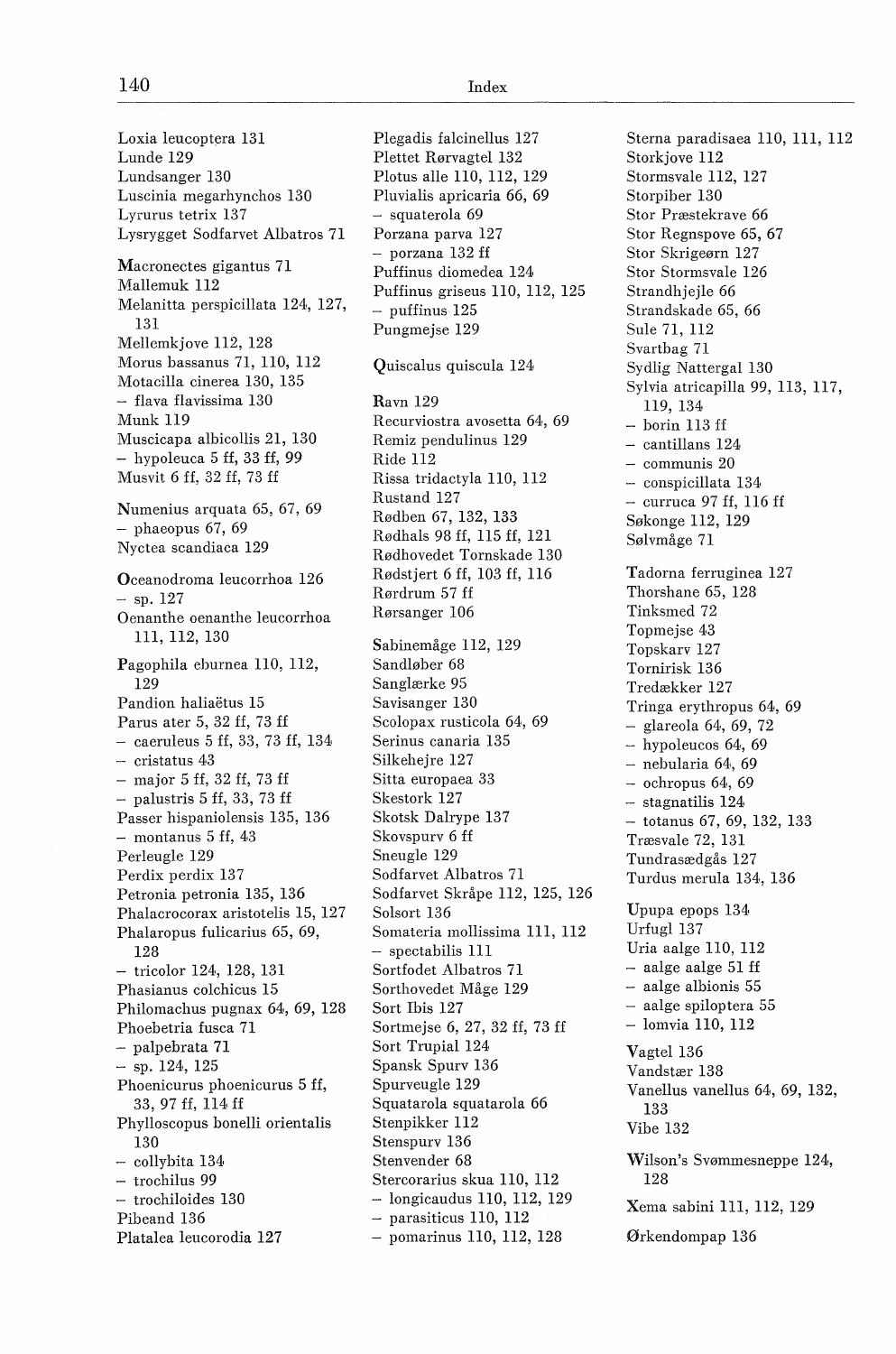Loxia leucoptera 131
Lunde 129
Lundsanger 130
Luscinia megarhynchos 130
Lyrurus tetrix 137
Lysrygget Sodfarvet Albatros 71

Macronectes gigantus 71
Mallemuk 112
Melanitta perspicillata 124, 127, 131
Mellemkjove 112, 128
Morus bassanus 71, 110, 112
Motacilla cinerea 130, 135
– flava flavissima 130
Munk 119
Muscicapa albicollis 21, 130
– hypoleuca 5 ff, 33 ff, 99
Musvit 6 ff, 32 ff, 73 ff

Numenius arquata 65, 67, 69
– phaeopus 67, 69
Nyctea scandiaca 129

Oceanodroma leucorrhoa 126
– sp. 127
Oenanthe oenanthe leucorrhoa 111, 112, 130

Pagophila eburnea 110, 112, 129
Pandion haliaëtus 15
Parus ater 5, 32 ff, 73 ff
– caeruleus 5 ff, 33, 73 ff, 134
– cristatus 43
– major 5 ff, 32 ff, 73 ff
– palustris 5 ff, 33, 73 ff
Passer hispaniolensis 135, 136
– montanus 5 ff, 43
Perleugle 129
Perdix perdix 137
Petronia petronia 135, 136
Phalacrocorax aristotelis 15, 127
Phalaropus fulicarius 65, 69, 128
– tricolor 124, 128, 131
Phasianus colchicus 15
Philomachus pugnax 64, 69, 128
Phoebetria fusca 71
– palpebrata 71
– sp. 124, 125
Phoenicurus phoenicurus 5 ff, 33, 97 ff, 114 ff
Phylloscopus bonelli orientalis 130
– collybita 134
– trochilus 99
– trochiloides 130
Pibeand 136
Platalea leucorodia 127

Plegadis falcinellus 127
Plettet Rørvagtel 132
Plotus alle 110, 112, 129
Pluvialis apricaria 66, 69
– squaterola 69
Porzana parva 127
– porzana 132 ff
Puffinus diomedea 124
Puffinus griseus 110, 112, 125
– puffinus 125
Pungmejse 129

Quiscalus quiscula 124

Ravn 129
Recurviostra avosetta 64, 69
Remiz pendulinus 129
Ride 112
Rissa tridactyla 110, 112
Rustand 127
Rødben 67, 132, 133
Rødhals 98 ff, 115 ff, 121
Rødhovedet Tornskade 130
Rødstjert 6 ff, 103 ff, 116
Rørdrum 57 ff
Rørsanger 106

Sabinemåge 112, 129
Sandløber 68
Sanglærke 95
Savisanger 130
Scolopax rusticola 64, 69
Serinus canaria 135
Silkehejre 127
Sitta europaea 33
Skestork 127
Skotsk Dalrype 137
Skovspurv 6 ff
Sneugle 129
Sodfarvet Albatros 71
Sodfarvet Skråpe 112, 125, 126
Solsort 136
Somateria mollissima 111, 112
– spectabilis 111
Sortfodet Albatros 71
Sorthovedet Måge 129
Sort Ibis 127
Sortmejse 6, 27, 32 ff, 73 ff
Sort Trupial 124
Spansk Spurv 136
Spurveugle 129
Squatarola squatarola 66
Stenpikker 112
Stenspurv 136
Stenvender 68
Stercorarius skua 110, 112
– longicaudus 110, 112, 129
– parasiticus 110, 112
– pomarinus 110, 112, 128

Sterna paradisaea 110, 111, 112
Storkjove 112
Stormsvale 112, 127
Storpiber 130
Stor Præstekrave 66
Stor Regnspove 65, 67
Stor Skrigeørn 127
Stor Stormsvale 126
Strandhjejle 66
Strandskade 65, 66
Sule 71, 112
Svartbag 71
Sydlig Nattergal 130
Sylvia atricapilla 99, 113, 117, 119, 134
– borin 113 ff
– cantillans 124
– communis 20
– conspicillata 134
– curruca 97 ff, 116 ff
Søkonge 112, 129
Sølvmåge 71

Tadorna ferruginea 127
Thorshane 65, 128
Tinksmed 72
Topmejse 43
Topskarv 127
Tornirisk 136
Tredækker 127
Tringa erythropus 64, 69
– glareola 64, 69, 72
– hypoleucos 64, 69
– nebularia 64, 69
– ochropus 64, 69
– stagnatilis 124
– totanus 67, 69, 132, 133
Træsvale 72, 131
Tundrasædgås 127
Turdus merula 134, 136

Upupa epops 134
Urfugl 137
Uria aalge 110, 112
– aalge aalge 51 ff
– aalge albionis 55
– aalge spiloptera 55
– lomvia 110, 112

Vagtel 136
Vandstær 138
Vanellus vanellus 64, 69, 132, 133
Vibe 132

Wilson's Svømmesneppe 124, 128

Xema sabini 111, 112, 129

Ørkendompap 136